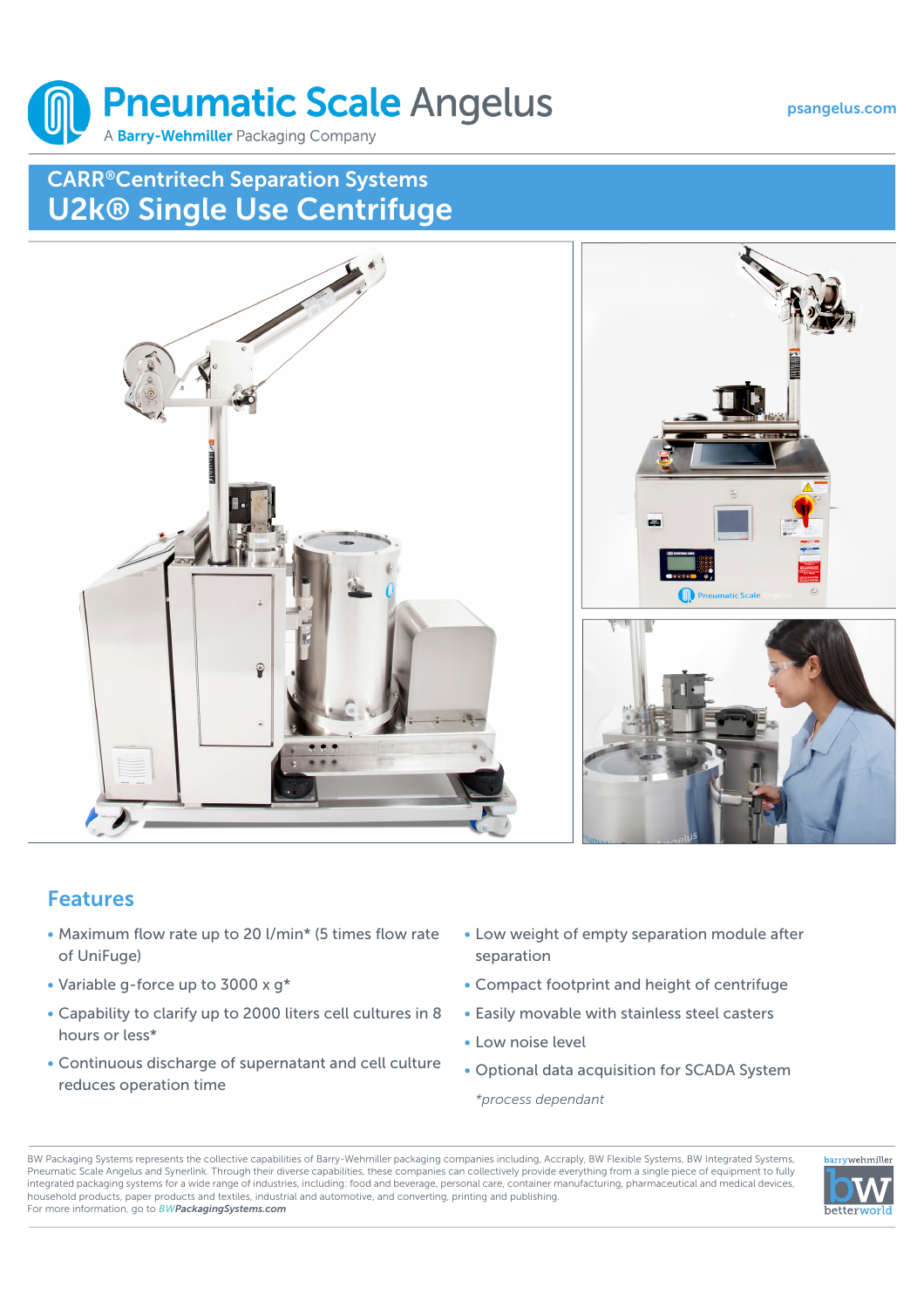# Pneumatic Scale Angelus

A Barry-Wehmiller Packaging Company

psangelus.com

## CARR®Centritech Separation Systems

# U2k® Single Use Centrifuge

## Features

- Maximum flow rate up to 20 l/min* (5 times flow rate of UniFuge)
- Variable g-force up to 3000 x g*
- Capability to clarify up to 2000 liters cell cultures in 8 hours or less*
- Continuous discharge of supernatant and cell culture reduces operation time
- Low weight of empty separation module after separation
- Compact footprint and height of centrifuge
- Easily movable with stainless steel casters
- Low noise level
- Optional data acquisition for SCADA System

*\*process dependant*

BW Packaging Systems represents the collective capabilities of Barry-Wehmiller packaging companies including, Accraply, BW Flexible Systems, BW Integrated Systems, Pneumatic Scale Angelus and Synerlink. Through their diverse capabilities, these companies can collectively provide everything from a single piece of equipment to fully integrated packaging systems for a wide range of industries, including: food and beverage, personal care, container manufacturing, pharmaceutical and medical devices, household products, paper products and textiles, industrial and automotive, and converting, printing and publishing.
For more information, go to *BWPackagingSystems.com*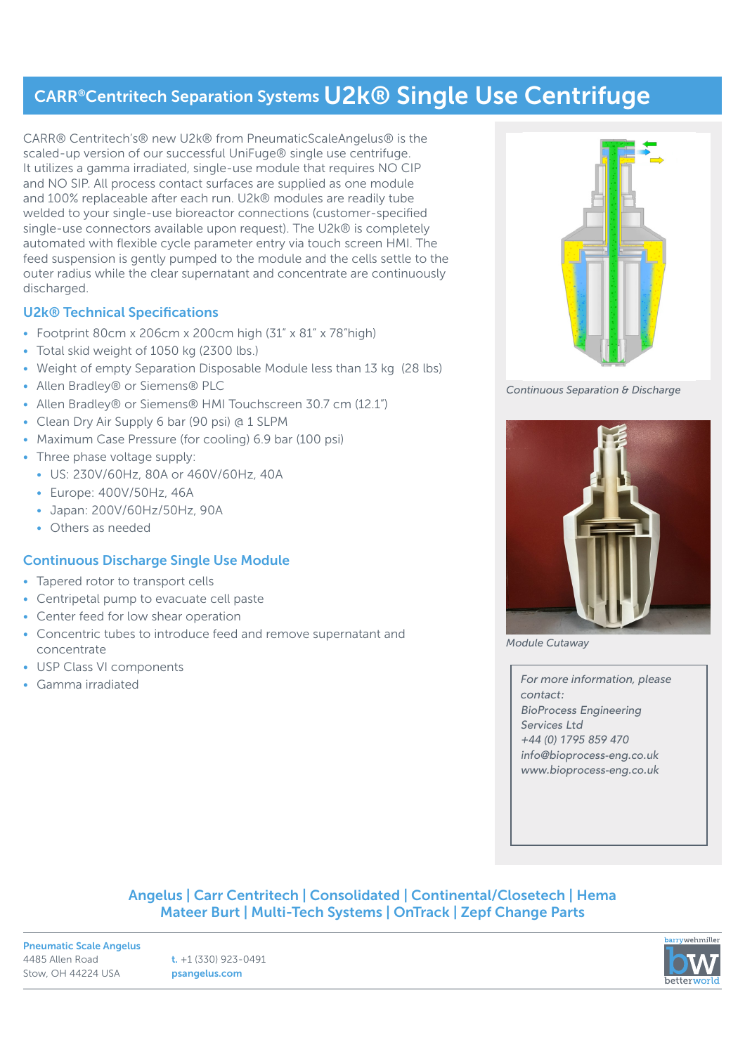# CARR®Centritech Separation Systems U2k® Single Use Centrifuge

CARR® Centritech's® new U2k® from PneumaticScaleAngelus® is the scaled-up version of our successful UniFuge® single use centrifuge. It utilizes a gamma irradiated, single-use module that requires NO CIP and NO SIP. All process contact surfaces are supplied as one module and 100% replaceable after each run. U2k® modules are readily tube welded to your single-use bioreactor connections (customer-specified single-use connectors available upon request). The U2k® is completely automated with flexible cycle parameter entry via touch screen HMI. The feed suspension is gently pumped to the module and the cells settle to the outer radius while the clear supernatant and concentrate are continuously discharged.

## U2k® Technical Specifications

- Footprint 80cm x 206cm x 200cm high (31" x 81" x 78"high)
- Total skid weight of 1050 kg (2300 lbs.)
- Weight of empty Separation Disposable Module less than 13 kg (28 lbs)
- Allen Bradley® or Siemens® PLC
- Allen Bradley® or Siemens® HMI Touchscreen 30.7 cm (12.1")
- Clean Dry Air Supply 6 bar (90 psi) @ 1 SLPM
- Maximum Case Pressure (for cooling) 6.9 bar (100 psi)
- Three phase voltage supply:
  - US: 230V/60Hz, 80A or 460V/60Hz, 40A
  - Europe: 400V/50Hz, 46A
  - Japan: 200V/60Hz/50Hz, 90A
  - Others as needed

## Continuous Discharge Single Use Module

- Tapered rotor to transport cells
- Centripetal pump to evacuate cell paste
- Center feed for low shear operation
- Concentric tubes to introduce feed and remove supernatant and concentrate
- USP Class VI components
- Gamma irradiated

*Continuous Separation & Discharge*

*Module Cutaway*

*For more information, please contact:*
*BioProcess Engineering Services Ltd*
*+44 (0) 1795 859 470*
*info@bioprocess-eng.co.uk*
*www.bioprocess-eng.co.uk*

**Angelus | Carr Centritech | Consolidated | Continental/Closetech | Hema**
**Mateer Burt | Multi-Tech Systems | OnTrack | Zepf Change Parts**

**Pneumatic Scale Angelus**
4485 Allen Road
Stow, OH 44224 USA

t. +1 (330) 923-0491
psangelus.com

barrywehmiller betterworld